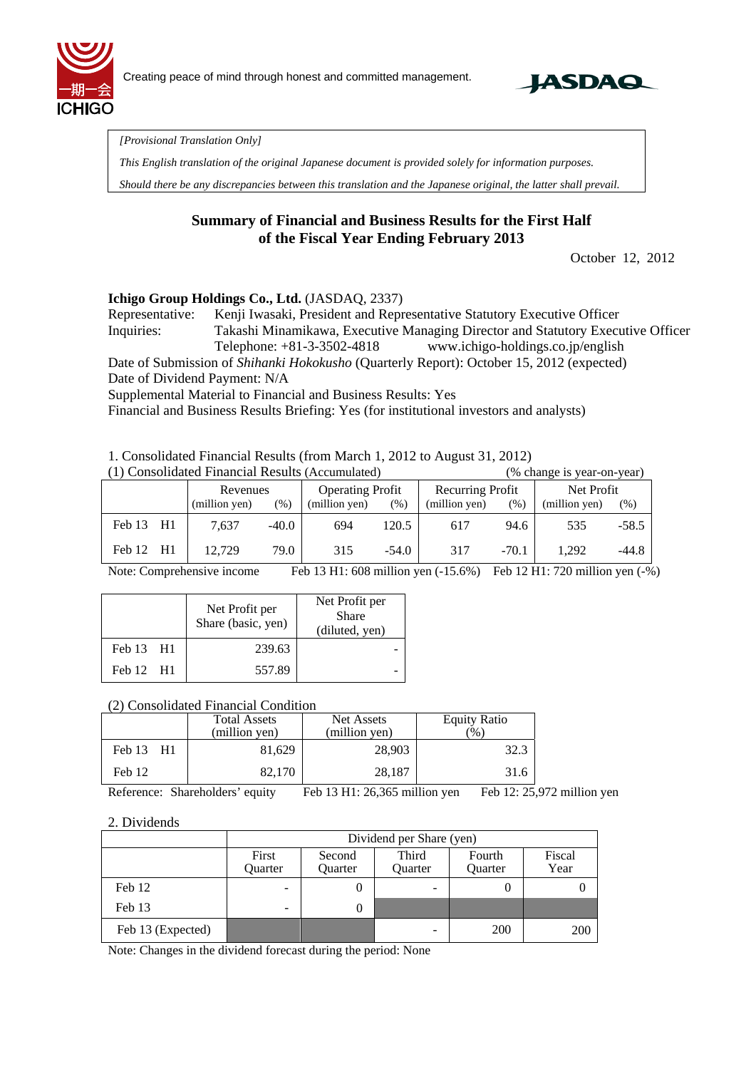Creating peace of mind through honest and committed management.

*[Provisional Translation Only]*

*This English translation of the original Japanese document is provided solely for information purposes.*

*Should there be any discrepancies between this translation and the Japanese original, the latter shall prevail.*

## Summary of Financial and Business Results for the First Half of the Fiscal Year Ending February 2013

October 12, 2012

**Ichigo Group Holdings Co., Ltd.** (JASDAQ, 2337)

Representative: Kenji Iwasaki, President and Representative Statutory Executive Officer

Inquiries: Takashi Minamikawa, Executive Managing Director and Statutory Executive Officer

Telephone: +81-3-3502-4818 www.ichigo-holdings.co.jp/english

Date of Submission of *Shihanki Hokokusho* (Quarterly Report): October 15, 2012 (expected)

Date of Dividend Payment: N/A

Supplemental Material to Financial and Business Results: Yes

Financial and Business Results Briefing: Yes (for institutional investors and analysts)

1. Consolidated Financial Results (from March 1, 2012 to August 31, 2012)

(1) Consolidated Financial Results (Accumulated) (% change is year-on-year)

| | Revenues (million yen) | (%) | Operating Profit (million yen) | (%) | Recurring Profit (million yen) | (%) | Net Profit (million yen) | (%) |
|---|---|---|---|---|---|---|---|---|
| Feb 13 H1 | 7,637 | -40.0 | 694 | 120.5 | 617 | 94.6 | 535 | -58.5 |
| Feb 12 H1 | 12,729 | 79.0 | 315 | -54.0 | 317 | -70.1 | 1,292 | -44.8 |

Note: Comprehensive income Feb 13 H1: 608 million yen (-15.6%) Feb 12 H1: 720 million yen (-%)

| | Net Profit per Share (basic, yen) | Net Profit per Share (diluted, yen) |
|---|---|---|
| Feb 13 H1 | 239.63 | - |
| Feb 12 H1 | 557.89 | - |

(2) Consolidated Financial Condition

| | Total Assets (million yen) | Net Assets (million yen) | Equity Ratio (%) |
|---|---|---|---|
| Feb 13 H1 | 81,629 | 28,903 | 32.3 |
| Feb 12 | 82,170 | 28,187 | 31.6 |

Reference: Shareholders' equity Feb 13 H1: 26,365 million yen Feb 12: 25,972 million yen

2. Dividends

| | Dividend per Share (yen) | | | | |
|---|---|---|---|---|---|
| | First Quarter | Second Quarter | Third Quarter | Fourth Quarter | Fiscal Year |
| Feb 12 | - | 0 | - | 0 | 0 |
| Feb 13 | - | 0 | | | |
| Feb 13 (Expected) | | | - | 200 | 200 |

Note: Changes in the dividend forecast during the period: None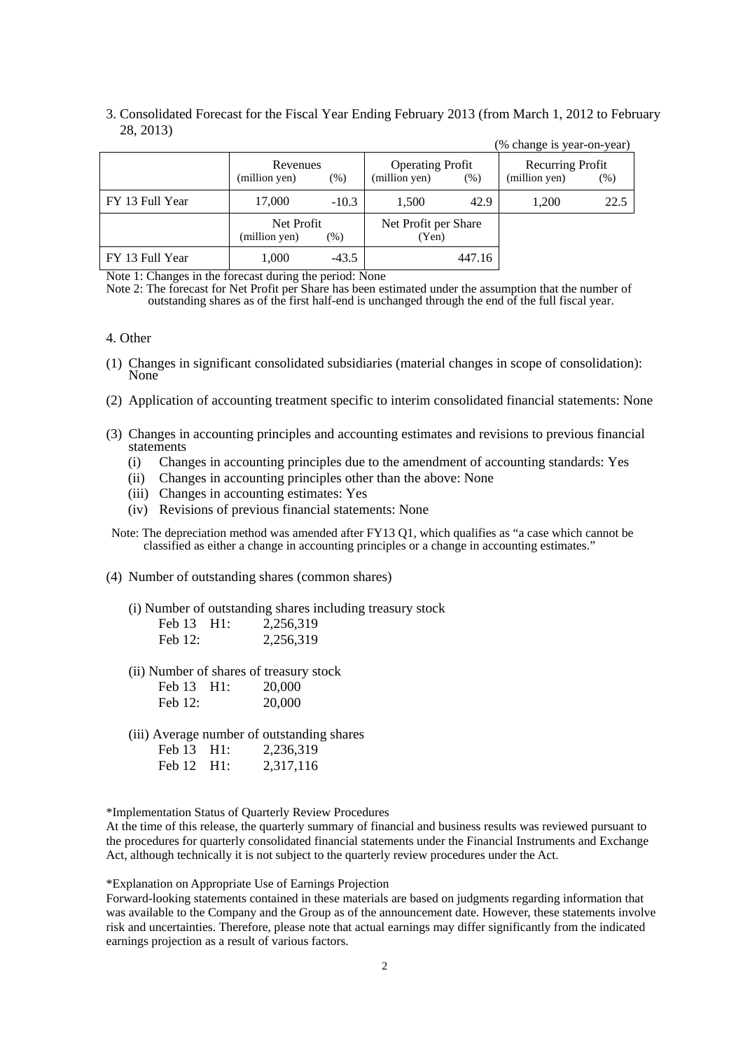3. Consolidated Forecast for the Fiscal Year Ending February 2013 (from March 1, 2012 to February 28, 2013)

(% change is year-on-year)

| | Revenues (million yen) | (%) | Operating Profit (million yen) | (%) | Recurring Profit (million yen) | (%) |
|---|---|---|---|---|---|---|
| FY 13 Full Year | 17,000 | -10.3 | 1,500 | 42.9 | 1,200 | 22.5 |

| | Net Profit (million yen) | (%) | Net Profit per Share (Yen) |
|---|---|---|---|
| FY 13 Full Year | 1,000 | -43.5 | 447.16 |

Note 1: Changes in the forecast during the period: None

Note 2: The forecast for Net Profit per Share has been estimated under the assumption that the number of outstanding shares as of the first half-end is unchanged through the end of the full fiscal year.

4. Other

(1) Changes in significant consolidated subsidiaries (material changes in scope of consolidation): None

(2) Application of accounting treatment specific to interim consolidated financial statements: None

(3) Changes in accounting principles and accounting estimates and revisions to previous financial statements
   (i) Changes in accounting principles due to the amendment of accounting standards: Yes
   (ii) Changes in accounting principles other than the above: None
   (iii) Changes in accounting estimates: Yes
   (iv) Revisions of previous financial statements: None

Note: The depreciation method was amended after FY13 Q1, which qualifies as "a case which cannot be classified as either a change in accounting principles or a change in accounting estimates."

(4) Number of outstanding shares (common shares)

(i) Number of outstanding shares including treasury stock

| | |
|---|---|
| Feb 13 H1: | 2,256,319 |
| Feb 12: | 2,256,319 |

(ii) Number of shares of treasury stock

| | |
|---|---|
| Feb 13 H1: | 20,000 |
| Feb 12: | 20,000 |

(iii) Average number of outstanding shares

| | |
|---|---|
| Feb 13 H1: | 2,236,319 |
| Feb 12 H1: | 2,317,116 |

*Implementation Status of Quarterly Review Procedures

At the time of this release, the quarterly summary of financial and business results was reviewed pursuant to the procedures for quarterly consolidated financial statements under the Financial Instruments and Exchange Act, although technically it is not subject to the quarterly review procedures under the Act.

*Explanation on Appropriate Use of Earnings Projection

Forward-looking statements contained in these materials are based on judgments regarding information that was available to the Company and the Group as of the announcement date. However, these statements involve risk and uncertainties. Therefore, please note that actual earnings may differ significantly from the indicated earnings projection as a result of various factors.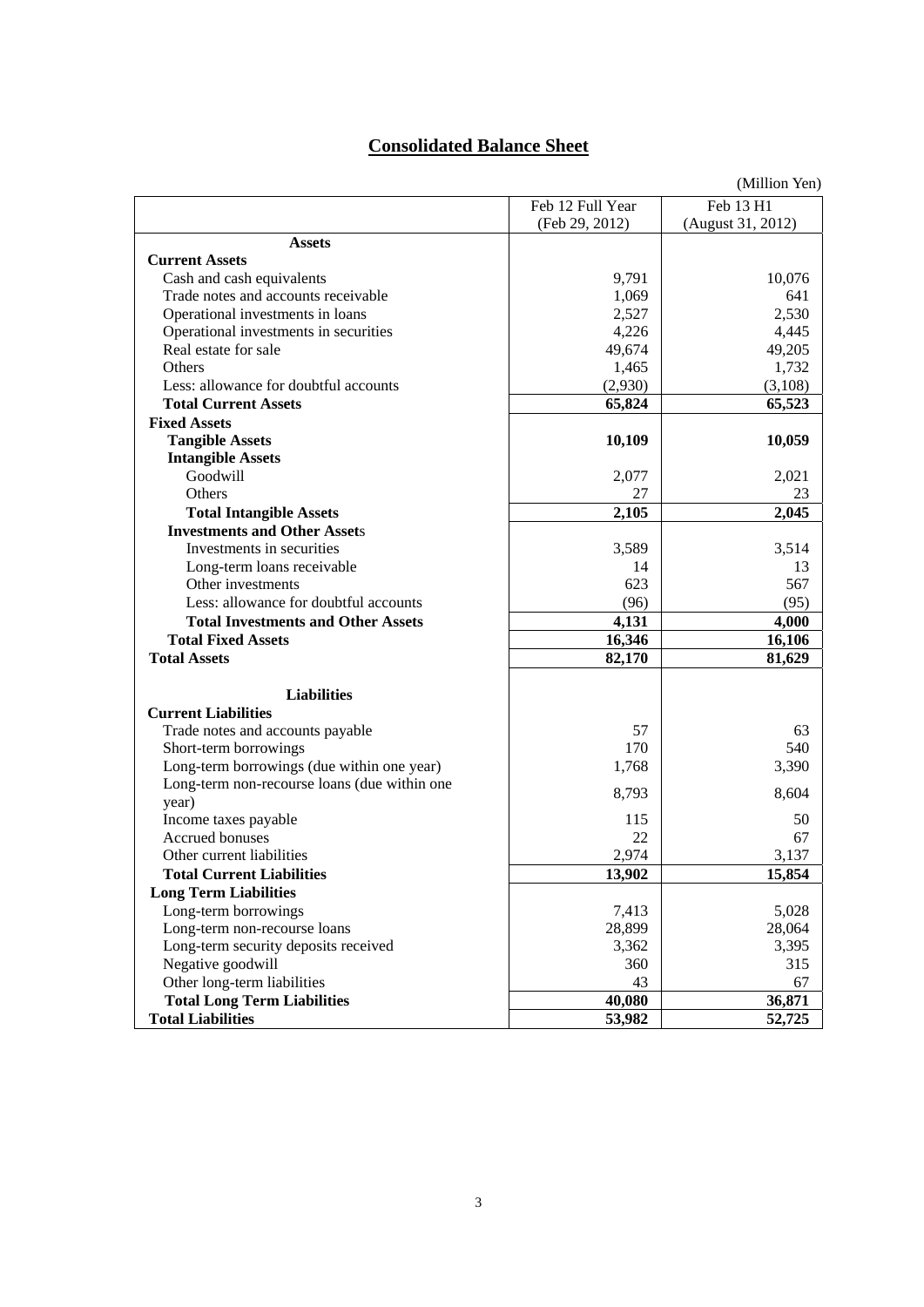# Consolidated Balance Sheet

(Million Yen)

| | Feb 12 Full Year (Feb 29, 2012) | Feb 13 H1 (August 31, 2012) |
|---|---|---|
| **Assets** | | |
| **Current Assets** | | |
| Cash and cash equivalents | 9,791 | 10,076 |
| Trade notes and accounts receivable | 1,069 | 641 |
| Operational investments in loans | 2,527 | 2,530 |
| Operational investments in securities | 4,226 | 4,445 |
| Real estate for sale | 49,674 | 49,205 |
| Others | 1,465 | 1,732 |
| Less: allowance for doubtful accounts | (2,930) | (3,108) |
| **Total Current Assets** | **65,824** | **65,523** |
| **Fixed Assets** | | |
| **Tangible Assets** | **10,109** | **10,059** |
| **Intangible Assets** | | |
| Goodwill | 2,077 | 2,021 |
| Others | 27 | 23 |
| **Total Intangible Assets** | **2,105** | **2,045** |
| **Investments and Other Assets** | | |
| Investments in securities | 3,589 | 3,514 |
| Long-term loans receivable | 14 | 13 |
| Other investments | 623 | 567 |
| Less: allowance for doubtful accounts | (96) | (95) |
| **Total Investments and Other Assets** | **4,131** | **4,000** |
| **Total Fixed Assets** | **16,346** | **16,106** |
| **Total Assets** | **82,170** | **81,629** |
| **Liabilities** | | |
| **Current Liabilities** | | |
| Trade notes and accounts payable | 57 | 63 |
| Short-term borrowings | 170 | 540 |
| Long-term borrowings (due within one year) | 1,768 | 3,390 |
| Long-term non-recourse loans (due within one year) | 8,793 | 8,604 |
| Income taxes payable | 115 | 50 |
| Accrued bonuses | 22 | 67 |
| Other current liabilities | 2,974 | 3,137 |
| **Total Current Liabilities** | **13,902** | **15,854** |
| **Long Term Liabilities** | | |
| Long-term borrowings | 7,413 | 5,028 |
| Long-term non-recourse loans | 28,899 | 28,064 |
| Long-term security deposits received | 3,362 | 3,395 |
| Negative goodwill | 360 | 315 |
| Other long-term liabilities | 43 | 67 |
| **Total Long Term Liabilities** | **40,080** | **36,871** |
| **Total Liabilities** | **53,982** | **52,725** |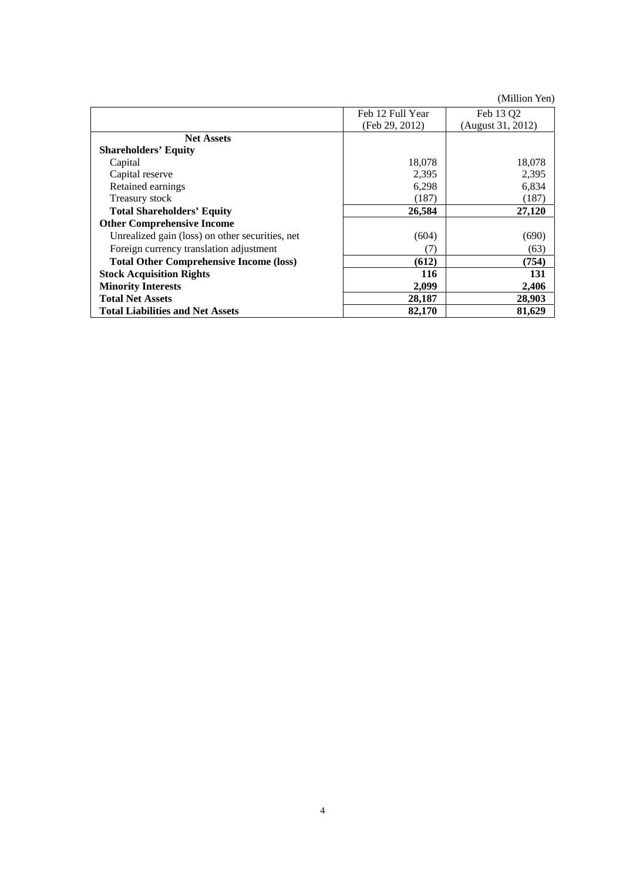(Million Yen)

| | Feb 12 Full Year (Feb 29, 2012) | Feb 13 Q2 (August 31, 2012) |
|---|---|---|
| **Net Assets** | | |
| **Shareholders' Equity** | | |
| Capital | 18,078 | 18,078 |
| Capital reserve | 2,395 | 2,395 |
| Retained earnings | 6,298 | 6,834 |
| Treasury stock | (187) | (187) |
| **Total Shareholders' Equity** | **26,584** | **27,120** |
| **Other Comprehensive Income** | | |
| Unrealized gain (loss) on other securities, net | (604) | (690) |
| Foreign currency translation adjustment | (7) | (63) |
| **Total Other Comprehensive Income (loss)** | **(612)** | **(754)** |
| **Stock Acquisition Rights** | **116** | **131** |
| **Minority Interests** | **2,099** | **2,406** |
| **Total Net Assets** | **28,187** | **28,903** |
| **Total Liabilities and Net Assets** | **82,170** | **81,629** |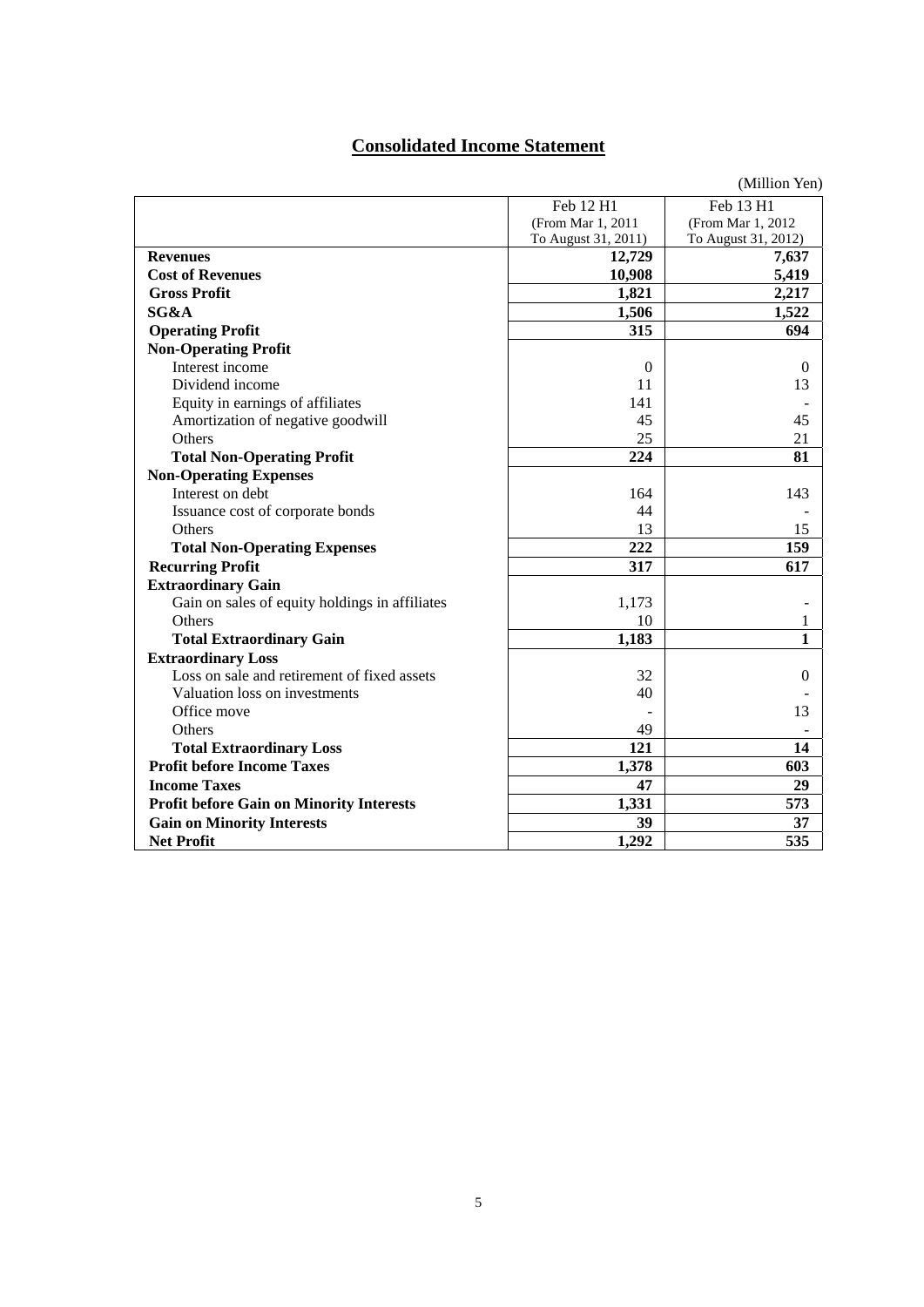# Consolidated Income Statement

(Million Yen)

| | Feb 12 H1 (From Mar 1, 2011 To August 31, 2011) | Feb 13 H1 (From Mar 1, 2012 To August 31, 2012) |
|---|---|---|
| **Revenues** | **12,729** | **7,637** |
| **Cost of Revenues** | **10,908** | **5,419** |
| **Gross Profit** | **1,821** | **2,217** |
| **SG&A** | **1,506** | **1,522** |
| **Operating Profit** | **315** | **694** |
| **Non-Operating Profit** | | |
| Interest income | 0 | 0 |
| Dividend income | 11 | 13 |
| Equity in earnings of affiliates | 141 | - |
| Amortization of negative goodwill | 45 | 45 |
| Others | 25 | 21 |
| **Total Non-Operating Profit** | **224** | **81** |
| **Non-Operating Expenses** | | |
| Interest on debt | 164 | 143 |
| Issuance cost of corporate bonds | 44 | - |
| Others | 13 | 15 |
| **Total Non-Operating Expenses** | **222** | **159** |
| **Recurring Profit** | **317** | **617** |
| **Extraordinary Gain** | | |
| Gain on sales of equity holdings in affiliates | 1,173 | - |
| Others | 10 | 1 |
| **Total Extraordinary Gain** | **1,183** | **1** |
| **Extraordinary Loss** | | |
| Loss on sale and retirement of fixed assets | 32 | 0 |
| Valuation loss on investments | 40 | - |
| Office move | - | 13 |
| Others | 49 | - |
| **Total Extraordinary Loss** | **121** | **14** |
| **Profit before Income Taxes** | **1,378** | **603** |
| **Income Taxes** | **47** | **29** |
| **Profit before Gain on Minority Interests** | **1,331** | **573** |
| **Gain on Minority Interests** | **39** | **37** |
| **Net Profit** | **1,292** | **535** |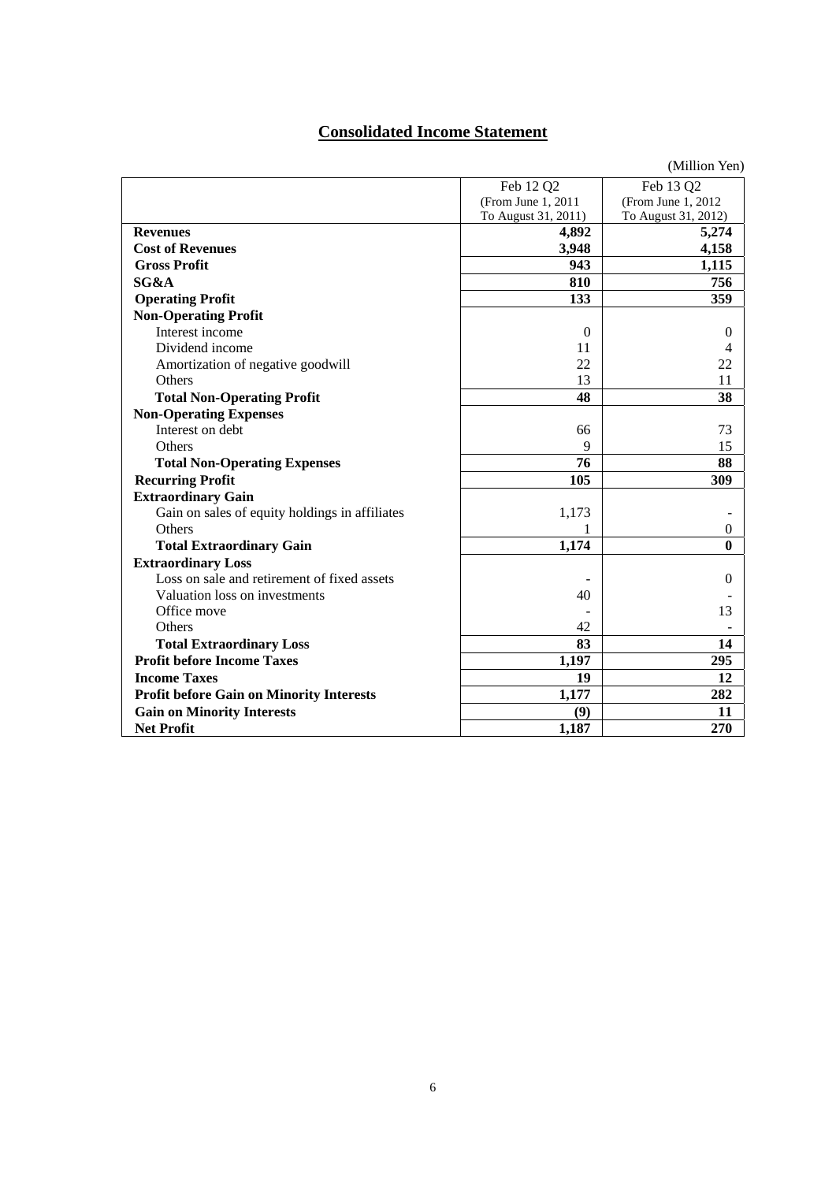## Consolidated Income Statement

(Million Yen)

| | Feb 12 Q2 (From June 1, 2011 To August 31, 2011) | Feb 13 Q2 (From June 1, 2012 To August 31, 2012) |
|---|---|---|
| **Revenues** | **4,892** | **5,274** |
| **Cost of Revenues** | **3,948** | **4,158** |
| **Gross Profit** | **943** | **1,115** |
| **SG&A** | **810** | **756** |
| **Operating Profit** | **133** | **359** |
| **Non-Operating Profit** | | |
| Interest income | 0 | 0 |
| Dividend income | 11 | 4 |
| Amortization of negative goodwill | 22 | 22 |
| Others | 13 | 11 |
| **Total Non-Operating Profit** | **48** | **38** |
| **Non-Operating Expenses** | | |
| Interest on debt | 66 | 73 |
| Others | 9 | 15 |
| **Total Non-Operating Expenses** | **76** | **88** |
| **Recurring Profit** | **105** | **309** |
| **Extraordinary Gain** | | |
| Gain on sales of equity holdings in affiliates | 1,173 | - |
| Others | 1 | 0 |
| **Total Extraordinary Gain** | **1,174** | **0** |
| **Extraordinary Loss** | | |
| Loss on sale and retirement of fixed assets | - | 0 |
| Valuation loss on investments | 40 | - |
| Office move | - | 13 |
| Others | 42 | - |
| **Total Extraordinary Loss** | **83** | **14** |
| **Profit before Income Taxes** | **1,197** | **295** |
| **Income Taxes** | **19** | **12** |
| **Profit before Gain on Minority Interests** | **1,177** | **282** |
| **Gain on Minority Interests** | **(9)** | **11** |
| **Net Profit** | **1,187** | **270** |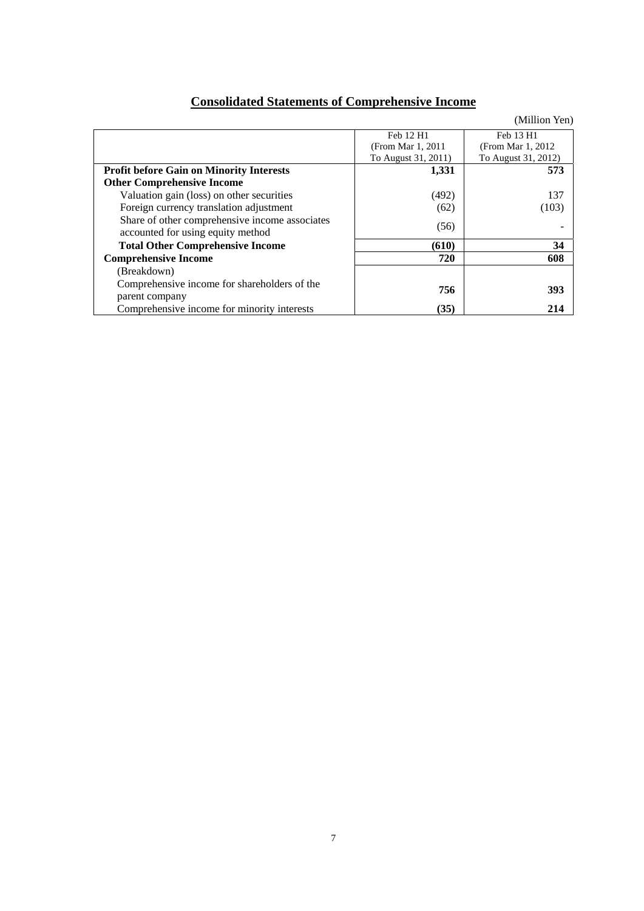## Consolidated Statements of Comprehensive Income

(Million Yen)

| | Feb 12 H1 (From Mar 1, 2011 To August 31, 2011) | Feb 13 H1 (From Mar 1, 2012 To August 31, 2012) |
|---|---|---|
| **Profit before Gain on Minority Interests** | **1,331** | **573** |
| **Other Comprehensive Income** | | |
| Valuation gain (loss) on other securities | (492) | 137 |
| Foreign currency translation adjustment | (62) | (103) |
| Share of other comprehensive income associates accounted for using equity method | (56) | - |
| **Total Other Comprehensive Income** | **(610)** | **34** |
| **Comprehensive Income** | **720** | **608** |
| (Breakdown) | | |
| Comprehensive income for shareholders of the parent company | **756** | **393** |
| Comprehensive income for minority interests | **(35)** | **214** |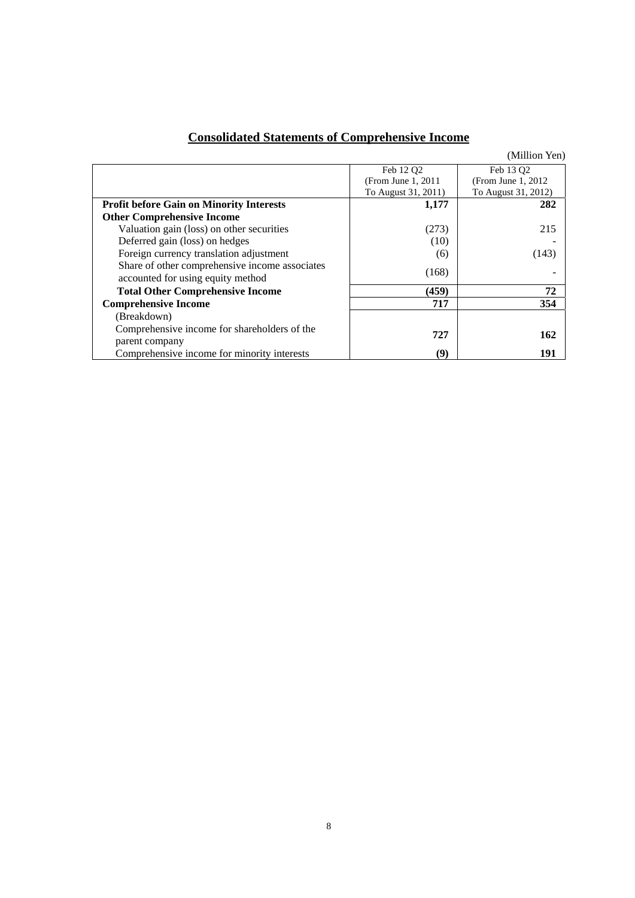## Consolidated Statements of Comprehensive Income

(Million Yen)

| | Feb 12 Q2 (From June 1, 2011 To August 31, 2011) | Feb 13 Q2 (From June 1, 2012 To August 31, 2012) |
|---|---|---|
| **Profit before Gain on Minority Interests** | **1,177** | **282** |
| **Other Comprehensive Income** | | |
| Valuation gain (loss) on other securities | (273) | 215 |
| Deferred gain (loss) on hedges | (10) | - |
| Foreign currency translation adjustment | (6) | (143) |
| Share of other comprehensive income associates accounted for using equity method | (168) | - |
| **Total Other Comprehensive Income** | **(459)** | **72** |
| **Comprehensive Income** | **717** | **354** |
| (Breakdown) | | |
| Comprehensive income for shareholders of the parent company | **727** | **162** |
| Comprehensive income for minority interests | **(9)** | **191** |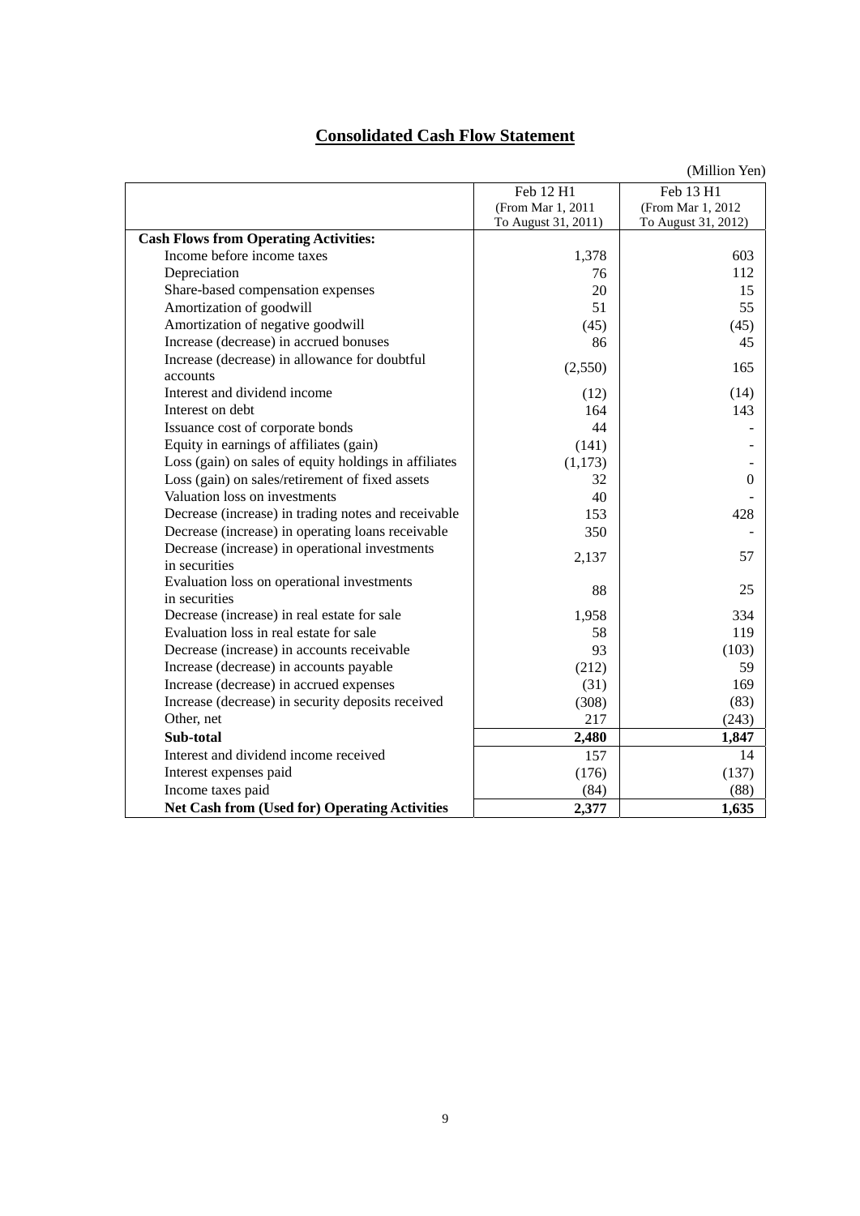# Consolidated Cash Flow Statement

(Million Yen)

| | Feb 12 H1 (From Mar 1, 2011 To August 31, 2011) | Feb 13 H1 (From Mar 1, 2012 To August 31, 2012) |
|---|---|---|
| **Cash Flows from Operating Activities:** | | |
| Income before income taxes | 1,378 | 603 |
| Depreciation | 76 | 112 |
| Share-based compensation expenses | 20 | 15 |
| Amortization of goodwill | 51 | 55 |
| Amortization of negative goodwill | (45) | (45) |
| Increase (decrease) in accrued bonuses | 86 | 45 |
| Increase (decrease) in allowance for doubtful accounts | (2,550) | 165 |
| Interest and dividend income | (12) | (14) |
| Interest on debt | 164 | 143 |
| Issuance cost of corporate bonds | 44 | - |
| Equity in earnings of affiliates (gain) | (141) | - |
| Loss (gain) on sales of equity holdings in affiliates | (1,173) | - |
| Loss (gain) on sales/retirement of fixed assets | 32 | 0 |
| Valuation loss on investments | 40 | - |
| Decrease (increase) in trading notes and receivable | 153 | 428 |
| Decrease (increase) in operating loans receivable | 350 | - |
| Decrease (increase) in operational investments in securities | 2,137 | 57 |
| Evaluation loss on operational investments in securities | 88 | 25 |
| Decrease (increase) in real estate for sale | 1,958 | 334 |
| Evaluation loss in real estate for sale | 58 | 119 |
| Decrease (increase) in accounts receivable | 93 | (103) |
| Increase (decrease) in accounts payable | (212) | 59 |
| Increase (decrease) in accrued expenses | (31) | 169 |
| Increase (decrease) in security deposits received | (308) | (83) |
| Other, net | 217 | (243) |
| **Sub-total** | **2,480** | **1,847** |
| Interest and dividend income received | 157 | 14 |
| Interest expenses paid | (176) | (137) |
| Income taxes paid | (84) | (88) |
| **Net Cash from (Used for) Operating Activities** | **2,377** | **1,635** |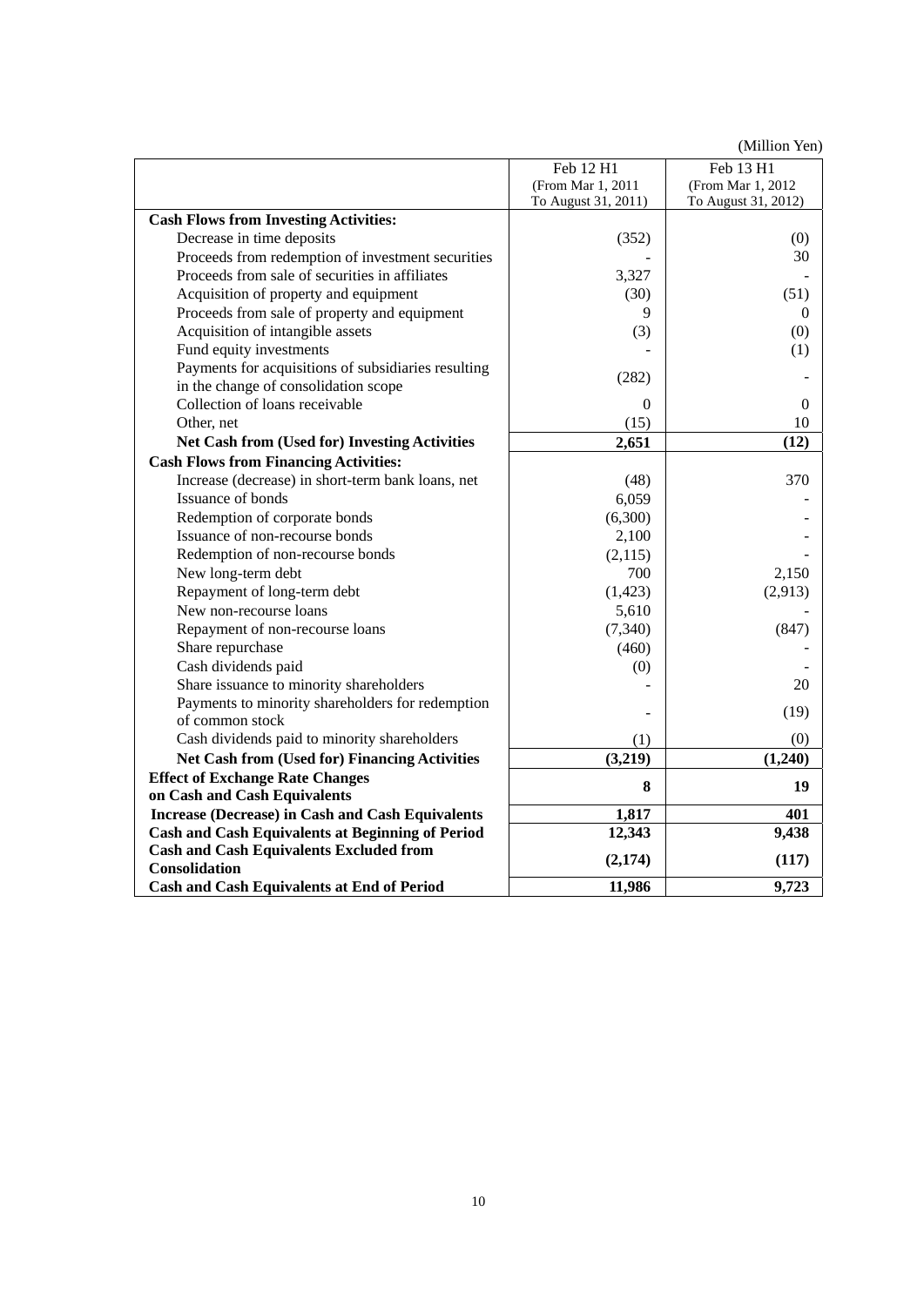(Million Yen)

| | Feb 12 H1 (From Mar 1, 2011 To August 31, 2011) | Feb 13 H1 (From Mar 1, 2012 To August 31, 2012) |
|---|---|---|
| **Cash Flows from Investing Activities:** | | |
| Decrease in time deposits | (352) | (0) |
| Proceeds from redemption of investment securities | - | 30 |
| Proceeds from sale of securities in affiliates | 3,327 | - |
| Acquisition of property and equipment | (30) | (51) |
| Proceeds from sale of property and equipment | 9 | 0 |
| Acquisition of intangible assets | (3) | (0) |
| Fund equity investments | - | (1) |
| Payments for acquisitions of subsidiaries resulting in the change of consolidation scope | (282) | - |
| Collection of loans receivable | 0 | 0 |
| Other, net | (15) | 10 |
| **Net Cash from (Used for) Investing Activities** | **2,651** | **(12)** |
| **Cash Flows from Financing Activities:** | | |
| Increase (decrease) in short-term bank loans, net | (48) | 370 |
| Issuance of bonds | 6,059 | - |
| Redemption of corporate bonds | (6,300) | - |
| Issuance of non-recourse bonds | 2,100 | - |
| Redemption of non-recourse bonds | (2,115) | - |
| New long-term debt | 700 | 2,150 |
| Repayment of long-term debt | (1,423) | (2,913) |
| New non-recourse loans | 5,610 | - |
| Repayment of non-recourse loans | (7,340) | (847) |
| Share repurchase | (460) | - |
| Cash dividends paid | (0) | - |
| Share issuance to minority shareholders | - | 20 |
| Payments to minority shareholders for redemption of common stock | - | (19) |
| Cash dividends paid to minority shareholders | (1) | (0) |
| **Net Cash from (Used for) Financing Activities** | **(3,219)** | **(1,240)** |
| **Effect of Exchange Rate Changes on Cash and Cash Equivalents** | **8** | **19** |
| **Increase (Decrease) in Cash and Cash Equivalents** | **1,817** | **401** |
| **Cash and Cash Equivalents at Beginning of Period** | **12,343** | **9,438** |
| **Cash and Cash Equivalents Excluded from Consolidation** | **(2,174)** | **(117)** |
| **Cash and Cash Equivalents at End of Period** | **11,986** | **9,723** |